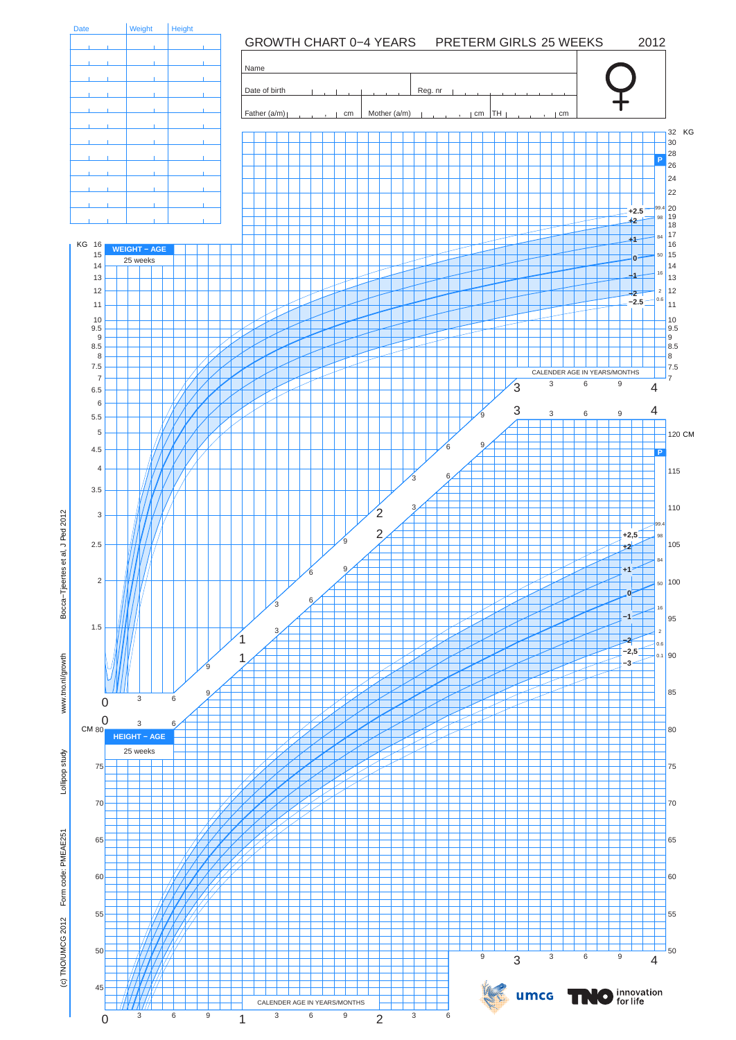# GROWTH CHART 0−4 YEARS PRETERM GIRLS 25 WEEKS 2012

| Date | Weight | Height |
| --- | --- | --- |
| | | |
| | | |
| | | |
| | | |
| | | |
| | | |
| | | |
| | | |
| | | |
| | | |
| | | |
| | | |

Name

Date of birth

Reg. nr

Father (a/m) cm

Mother (a/m) cm

TH cm

♀

**WEIGHT − AGE**

25 weeks

KG 16 15 14 13 12 11 10 9.5 9 8.5 8 7.5 7 6.5 6 5.5 5 4.5 4 3.5 3 2.5 2 1.5

32 KG 30 28 26 24 22 20 19 18 17 16 15 14 13 12 11 10 9.5 9 8.5 8 7.5 7

P

+2.5 99.4
+2 98
+1 84
0 50
−1 16
−2 2
−2.5 0.6

CALENDER AGE IN YEARS/MONTHS

0 3 6 9 1 3 6 9 2 3 6 9 3 3 6 9 4

**HEIGHT − AGE**

25 weeks

CM 80 75 70 65 60 55 50 45

120 CM 115 110 105 100 95 90 85 80 75 70 65 60 55 50

P

+2,5 99.4
+2 98
+1 84
0 50
−1 16
−2 2
−2,5 0.6
−3 0.1

CALENDER AGE IN YEARS/MONTHS

0 3 6 9 1 3 6 9 2 3 6 9 3 3 6 9 4

(c) TNO/UMCG 2012 Form code: PMEAE251 Lollipop study www.tno.nl/growth Bocca−Tjeertes et al, J Ped 2012

umcg TNO innovation for life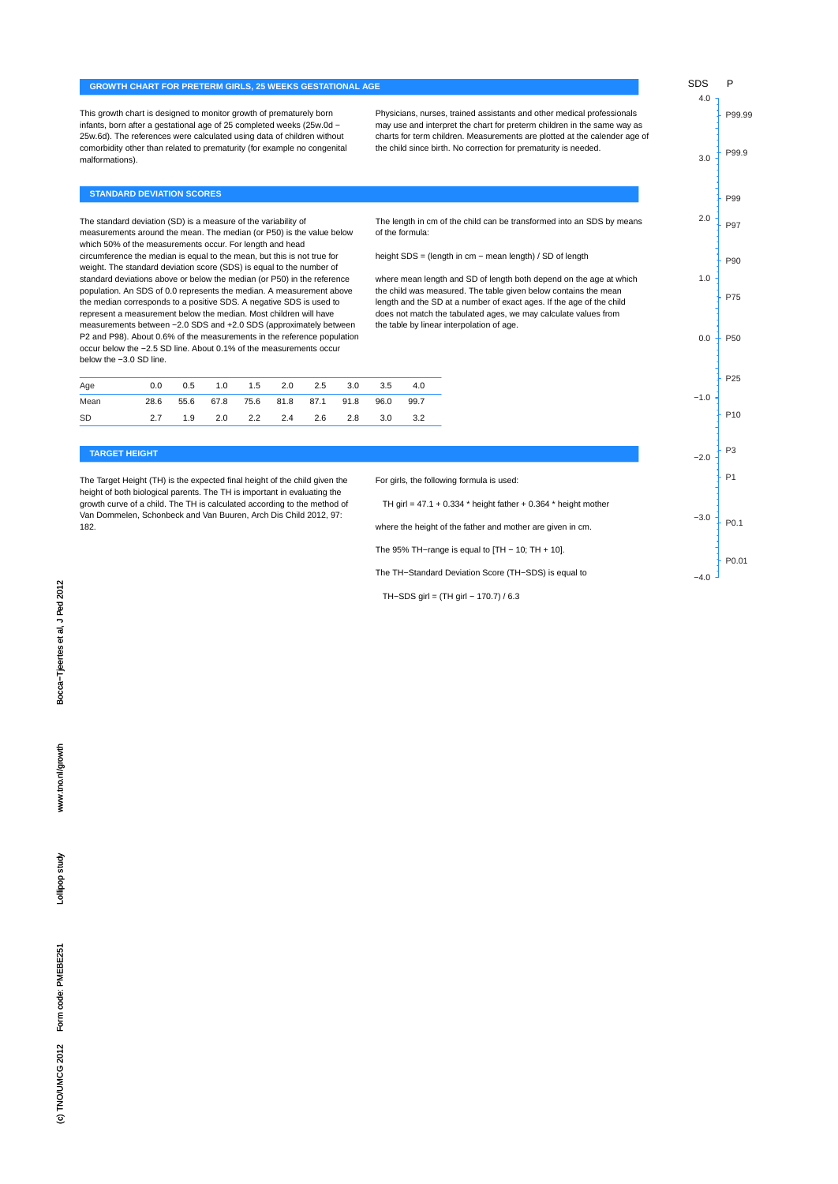## GROWTH CHART FOR PRETERM GIRLS, 25 WEEKS GESTATIONAL AGE

This growth chart is designed to monitor growth of prematurely born infants, born after a gestational age of 25 completed weeks (25w.0d − 25w.6d). The references were calculated using data of children without comorbidity other than related to prematurity (for example no congenital malformations).

Physicians, nurses, trained assistants and other medical professionals may use and interpret the chart for preterm children in the same way as charts for term children. Measurements are plotted at the calender age of the child since birth. No correction for prematurity is needed.

## STANDARD DEVIATION SCORES

The standard deviation (SD) is a measure of the variability of measurements around the mean. The median (or P50) is the value below which 50% of the measurements occur. For length and head circumference the median is equal to the mean, but this is not true for weight. The standard deviation score (SDS) is equal to the number of standard deviations above or below the median (or P50) in the reference population. An SDS of 0.0 represents the median. A measurement above the median corresponds to a positive SDS. A negative SDS is used to represent a measurement below the median. Most children will have measurements between −2.0 SDS and +2.0 SDS (approximately between P2 and P98). About 0.6% of the measurements in the reference population occur below the −2.5 SD line. About 0.1% of the measurements occur below the −3.0 SD line.

The length in cm of the child can be transformed into an SDS by means of the formula:

height SDS = (length in cm − mean length) / SD of length

where mean length and SD of length both depend on the age at which the child was measured. The table given below contains the mean length and the SD at a number of exact ages. If the age of the child does not match the tabulated ages, we may calculate values from the table by linear interpolation of age.

| Age | 0.0 | 0.5 | 1.0 | 1.5 | 2.0 | 2.5 | 3.0 | 3.5 | 4.0 |
|---|---|---|---|---|---|---|---|---|---|
| Mean | 28.6 | 55.6 | 67.8 | 75.6 | 81.8 | 87.1 | 91.8 | 96.0 | 99.7 |
| SD | 2.7 | 1.9 | 2.0 | 2.2 | 2.4 | 2.6 | 2.8 | 3.0 | 3.2 |

## TARGET HEIGHT

The Target Height (TH) is the expected final height of the child given the height of both biological parents. The TH is important in evaluating the growth curve of a child. The TH is calculated according to the method of Van Dommelen, Schonbeck and Van Buuren, Arch Dis Child 2012, 97: 182.

For girls, the following formula is used:

TH girl = 47.1 + 0.334 * height father + 0.364 * height mother

where the height of the father and mother are given in cm.

The 95% TH−range is equal to [TH − 10; TH + 10].

The TH−Standard Deviation Score (TH−SDS) is equal to

TH−SDS girl = (TH girl − 170.7) / 6.3

SDS
P
4.0
P99.99
3.0
P99.9
P99
2.0
P97
P90
1.0
P75
0.0
P50
P25
−1.0
P10
−2.0
P3
P1
−3.0
P0.1
P0.01
−4.0

(c) TNO/UMCG 2012 Form code: PMEBE251 Lollipop study www.tno.nl/growth Bocca−Tjeertes et al, J Ped 2012